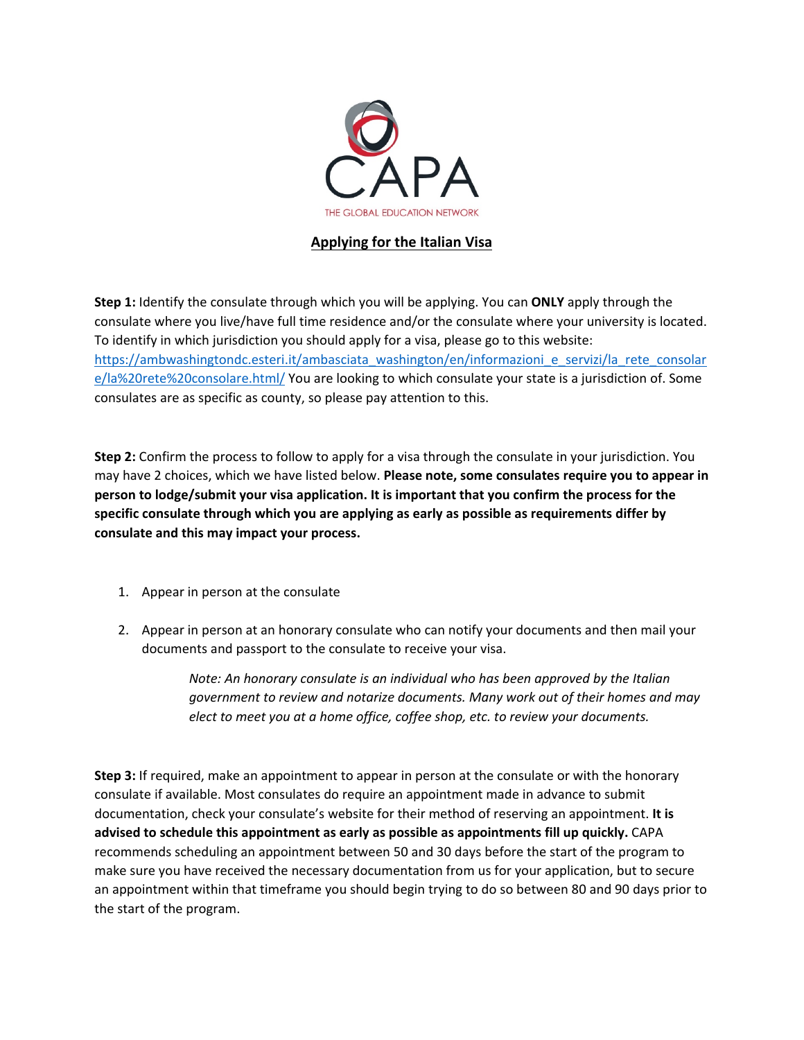CAPA

THE GLOBAL EDUCATION NETWORK

## Applying for the Italian Visa

**Step 1:** Identify the consulate through which you will be applying. You can **ONLY** apply through the consulate where you live/have full time residence and/or the consulate where your university is located. To identify in which jurisdiction you should apply for a visa, please go to this website: https://ambwashingtondc.esteri.it/ambasciata_washington/en/informazioni_e_servizi/la_rete_consolare/la%20rete%20consolare.html/ You are looking to which consulate your state is a jurisdiction of. Some consulates are as specific as county, so please pay attention to this.

**Step 2:** Confirm the process to follow to apply for a visa through the consulate in your jurisdiction. You may have 2 choices, which we have listed below. **Please note, some consulates require you to appear in person to lodge/submit your visa application. It is important that you confirm the process for the specific consulate through which you are applying as early as possible as requirements differ by consulate and this may impact your process.**

1. Appear in person at the consulate
2. Appear in person at an honorary consulate who can notify your documents and then mail your documents and passport to the consulate to receive your visa.

   *Note: An honorary consulate is an individual who has been approved by the Italian government to review and notarize documents. Many work out of their homes and may elect to meet you at a home office, coffee shop, etc. to review your documents.*

**Step 3:** If required, make an appointment to appear in person at the consulate or with the honorary consulate if available. Most consulates do require an appointment made in advance to submit documentation, check your consulate's website for their method of reserving an appointment. **It is advised to schedule this appointment as early as possible as appointments fill up quickly.** CAPA recommends scheduling an appointment between 50 and 30 days before the start of the program to make sure you have received the necessary documentation from us for your application, but to secure an appointment within that timeframe you should begin trying to do so between 80 and 90 days prior to the start of the program.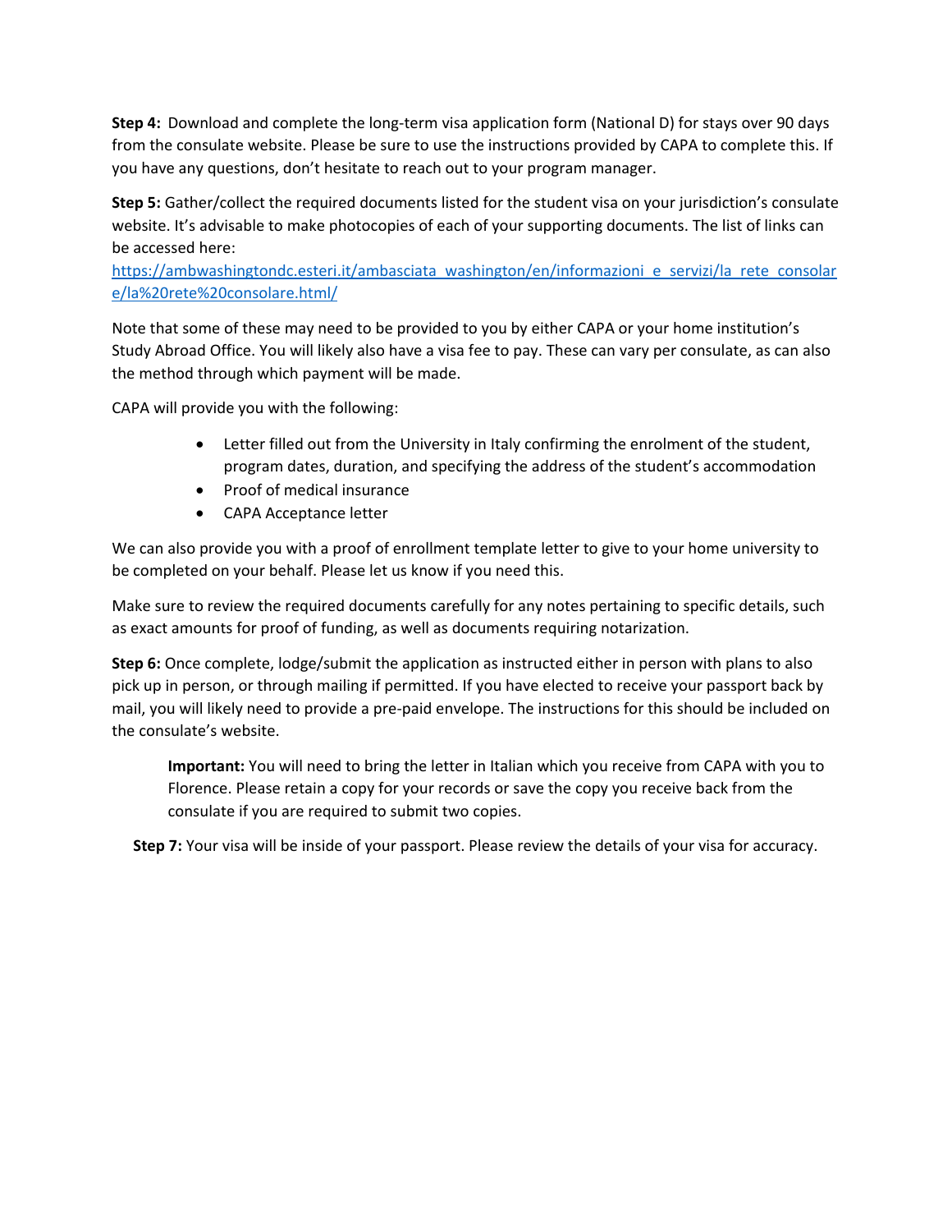**Step 4:** Download and complete the long-term visa application form (National D) for stays over 90 days from the consulate website. Please be sure to use the instructions provided by CAPA to complete this. If you have any questions, don't hesitate to reach out to your program manager.

**Step 5:** Gather/collect the required documents listed for the student visa on your jurisdiction's consulate website. It's advisable to make photocopies of each of your supporting documents. The list of links can be accessed here: https://ambwashingtondc.esteri.it/ambasciata_washington/en/informazioni_e_servizi/la_rete_consolare/la%20rete%20consolare.html/

Note that some of these may need to be provided to you by either CAPA or your home institution's Study Abroad Office. You will likely also have a visa fee to pay. These can vary per consulate, as can also the method through which payment will be made.

CAPA will provide you with the following:

- Letter filled out from the University in Italy confirming the enrolment of the student, program dates, duration, and specifying the address of the student's accommodation
- Proof of medical insurance
- CAPA Acceptance letter

We can also provide you with a proof of enrollment template letter to give to your home university to be completed on your behalf. Please let us know if you need this.

Make sure to review the required documents carefully for any notes pertaining to specific details, such as exact amounts for proof of funding, as well as documents requiring notarization.

**Step 6:** Once complete, lodge/submit the application as instructed either in person with plans to also pick up in person, or through mailing if permitted. If you have elected to receive your passport back by mail, you will likely need to provide a pre-paid envelope. The instructions for this should be included on the consulate's website.

> **Important:** You will need to bring the letter in Italian which you receive from CAPA with you to Florence. Please retain a copy for your records or save the copy you receive back from the consulate if you are required to submit two copies.

**Step 7:** Your visa will be inside of your passport. Please review the details of your visa for accuracy.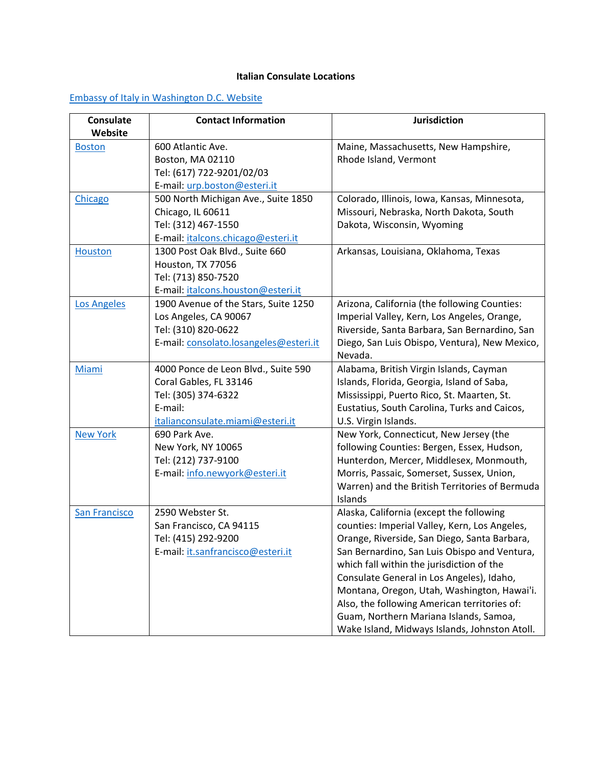**Italian Consulate Locations**

[Embassy of Italy in Washington D.C. Website]

| Consulate Website | Contact Information | Jurisdiction |
|---|---|---|
| [Boston] | 600 Atlantic Ave.<br>Boston, MA 02110<br>Tel: (617) 722-9201/02/03<br>E-mail: urp.boston@esteri.it | Maine, Massachusetts, New Hampshire, Rhode Island, Vermont |
| [Chicago] | 500 North Michigan Ave., Suite 1850<br>Chicago, IL 60611<br>Tel: (312) 467-1550<br>E-mail: italcons.chicago@esteri.it | Colorado, Illinois, Iowa, Kansas, Minnesota, Missouri, Nebraska, North Dakota, South Dakota, Wisconsin, Wyoming |
| [Houston] | 1300 Post Oak Blvd., Suite 660<br>Houston, TX 77056<br>Tel: (713) 850-7520<br>E-mail: italcons.houston@esteri.it | Arkansas, Louisiana, Oklahoma, Texas |
| [Los Angeles] | 1900 Avenue of the Stars, Suite 1250<br>Los Angeles, CA 90067<br>Tel: (310) 820-0622<br>E-mail: consolato.losangeles@esteri.it | Arizona, California (the following Counties: Imperial Valley, Kern, Los Angeles, Orange, Riverside, Santa Barbara, San Bernardino, San Diego, San Luis Obispo, Ventura), New Mexico, Nevada. |
| [Miami] | 4000 Ponce de Leon Blvd., Suite 590<br>Coral Gables, FL 33146<br>Tel: (305) 374-6322<br>E-mail:<br>italianconsulate.miami@esteri.it | Alabama, British Virgin Islands, Cayman Islands, Florida, Georgia, Island of Saba, Mississippi, Puerto Rico, St. Maarten, St. Eustatius, South Carolina, Turks and Caicos, U.S. Virgin Islands. |
| [New York] | 690 Park Ave.<br>New York, NY 10065<br>Tel: (212) 737-9100<br>E-mail: info.newyork@esteri.it | New York, Connecticut, New Jersey (the following Counties: Bergen, Essex, Hudson, Hunterdon, Mercer, Middlesex, Monmouth, Morris, Passaic, Somerset, Sussex, Union, Warren) and the British Territories of Bermuda Islands |
| [San Francisco] | 2590 Webster St.<br>San Francisco, CA 94115<br>Tel: (415) 292-9200<br>E-mail: it.sanfrancisco@esteri.it | Alaska, California (except the following counties: Imperial Valley, Kern, Los Angeles, Orange, Riverside, San Diego, Santa Barbara, San Bernardino, San Luis Obispo and Ventura, which fall within the jurisdiction of the Consulate General in Los Angeles), Idaho, Montana, Oregon, Utah, Washington, Hawai'i. Also, the following American territories of: Guam, Northern Mariana Islands, Samoa, Wake Island, Midways Islands, Johnston Atoll. |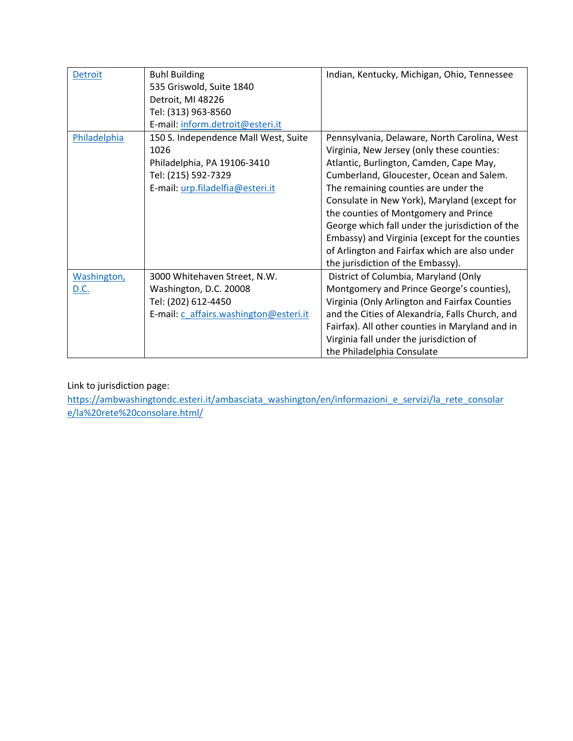| | | |
|---|---|---|
| [Detroit] | Buhl Building<br>535 Griswold, Suite 1840<br>Detroit, MI 48226<br>Tel: (313) 963-8560<br>E-mail: inform.detroit@esteri.it | Indian, Kentucky, Michigan, Ohio, Tennessee |
| [Philadelphia] | 150 S. Independence Mall West, Suite 1026<br>Philadelphia, PA 19106-3410<br>Tel: (215) 592-7329<br>E-mail: urp.filadelfia@esteri.it | Pennsylvania, Delaware, North Carolina, West Virginia, New Jersey (only these counties: Atlantic, Burlington, Camden, Cape May, Cumberland, Gloucester, Ocean and Salem. The remaining counties are under the Consulate in New York), Maryland (except for the counties of Montgomery and Prince George which fall under the jurisdiction of the Embassy) and Virginia (except for the counties of Arlington and Fairfax which are also under the jurisdiction of the Embassy). |
| [Washington, D.C.] | 3000 Whitehaven Street, N.W.<br>Washington, D.C. 20008<br>Tel: (202) 612-4450<br>E-mail: c_affairs.washington@esteri.it | District of Columbia, Maryland (Only Montgomery and Prince George's counties), Virginia (Only Arlington and Fairfax Counties and the Cities of Alexandria, Falls Church, and Fairfax). All other counties in Maryland and in Virginia fall under the jurisdiction of the Philadelphia Consulate |

Link to jurisdiction page:
https://ambwashingtondc.esteri.it/ambasciata_washington/en/informazioni_e_servizi/la_rete_consolare/la%20rete%20consolare.html/